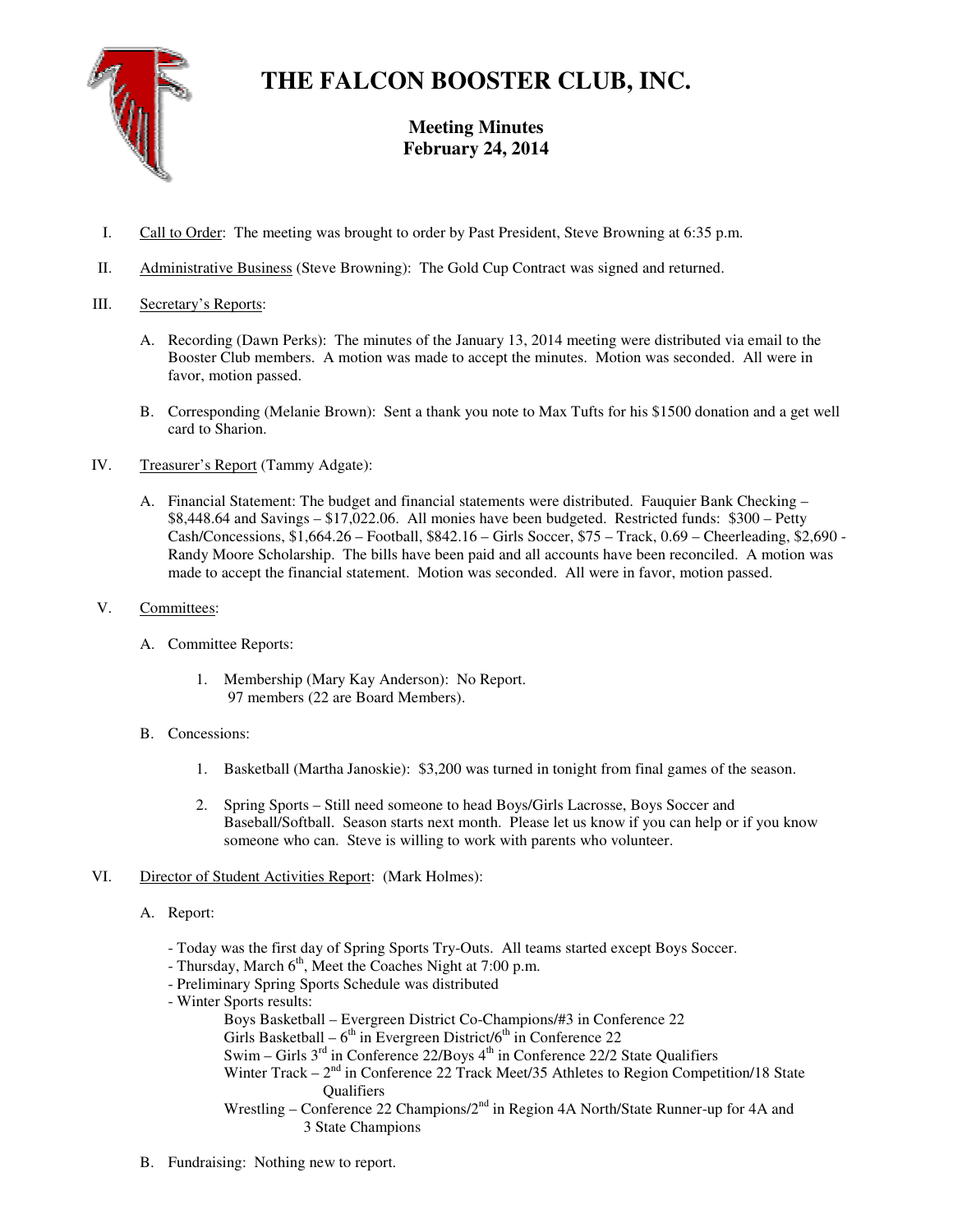# THE FALCON BOOSTER CLUB, INC.

## Meeting Minutes
## February 24, 2014

I. Call to Order: The meeting was brought to order by Past President, Steve Browning at 6:35 p.m.

II. Administrative Business (Steve Browning): The Gold Cup Contract was signed and returned.

III. Secretary's Reports:

   A. Recording (Dawn Perks): The minutes of the January 13, 2014 meeting were distributed via email to the Booster Club members. A motion was made to accept the minutes. Motion was seconded. All were in favor, motion passed.

   B. Corresponding (Melanie Brown): Sent a thank you note to Max Tufts for his $1500 donation and a get well card to Sharion.

IV. Treasurer's Report (Tammy Adgate):

   A. Financial Statement: The budget and financial statements were distributed. Fauquier Bank Checking – $8,448.64 and Savings – $17,022.06. All monies have been budgeted. Restricted funds: $300 – Petty Cash/Concessions, $1,664.26 – Football, $842.16 – Girls Soccer, $75 – Track, 0.69 – Cheerleading, $2,690 - Randy Moore Scholarship. The bills have been paid and all accounts have been reconciled. A motion was made to accept the financial statement. Motion was seconded. All were in favor, motion passed.

V. Committees:

   A. Committee Reports:

      1. Membership (Mary Kay Anderson): No Report.
         97 members (22 are Board Members).

   B. Concessions:

      1. Basketball (Martha Janoskie): $3,200 was turned in tonight from final games of the season.

      2. Spring Sports – Still need someone to head Boys/Girls Lacrosse, Boys Soccer and Baseball/Softball. Season starts next month. Please let us know if you can help or if you know someone who can. Steve is willing to work with parents who volunteer.

VI. Director of Student Activities Report: (Mark Holmes):

   A. Report:

   - Today was the first day of Spring Sports Try-Outs. All teams started except Boys Soccer.
   - Thursday, March 6th, Meet the Coaches Night at 7:00 p.m.
   - Preliminary Spring Sports Schedule was distributed
   - Winter Sports results:
      - Boys Basketball – Evergreen District Co-Champions/#3 in Conference 22
      - Girls Basketball – 6th in Evergreen District/6th in Conference 22
      - Swim – Girls 3rd in Conference 22/Boys 4th in Conference 22/2 State Qualifiers
      - Winter Track – 2nd in Conference 22 Track Meet/35 Athletes to Region Competition/18 State Qualifiers
      - Wrestling – Conference 22 Champions/2nd in Region 4A North/State Runner-up for 4A and 3 State Champions

   B. Fundraising: Nothing new to report.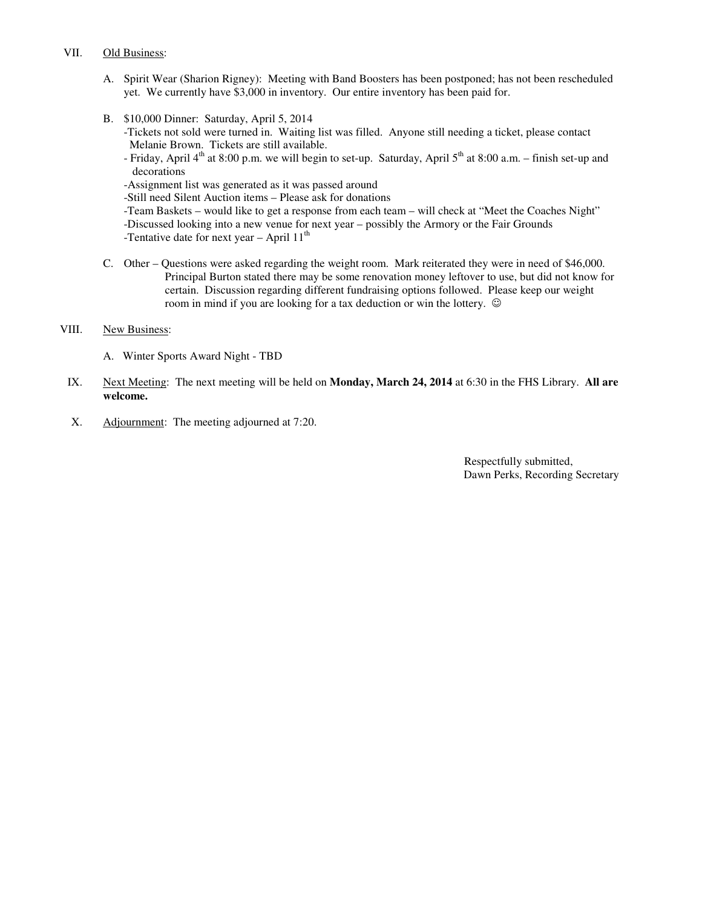VII. Old Business:

A. Spirit Wear (Sharion Rigney): Meeting with Band Boosters has been postponed; has not been rescheduled yet. We currently have $3,000 in inventory. Our entire inventory has been paid for.

B. $10,000 Dinner: Saturday, April 5, 2014
   - Tickets not sold were turned in. Waiting list was filled. Anyone still needing a ticket, please contact Melanie Brown. Tickets are still available.
   - Friday, April 4th at 8:00 p.m. we will begin to set-up. Saturday, April 5th at 8:00 a.m. – finish set-up and decorations
   - Assignment list was generated as it was passed around
   - Still need Silent Auction items – Please ask for donations
   - Team Baskets – would like to get a response from each team – will check at "Meet the Coaches Night"
   - Discussed looking into a new venue for next year – possibly the Armory or the Fair Grounds
   - Tentative date for next year – April 11th

C. Other – Questions were asked regarding the weight room. Mark reiterated they were in need of $46,000. Principal Burton stated there may be some renovation money leftover to use, but did not know for certain. Discussion regarding different fundraising options followed. Please keep our weight room in mind if you are looking for a tax deduction or win the lottery. ☺

VIII. New Business:

A. Winter Sports Award Night - TBD

IX. Next Meeting: The next meeting will be held on **Monday, March 24, 2014** at 6:30 in the FHS Library. **All are welcome.**

X. Adjournment: The meeting adjourned at 7:20.

Respectfully submitted,
Dawn Perks, Recording Secretary